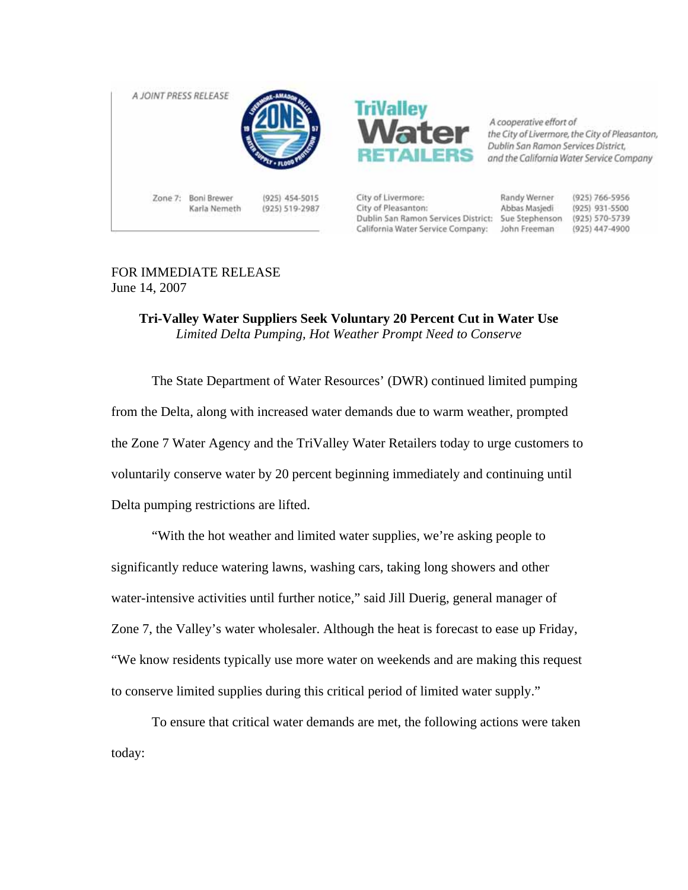A JOINT PRESS RELEASE

TriValley Water RETAILERS

*A cooperative effort of the City of Livermore, the City of Pleasanton, Dublin San Ramon Services District, and the California Water Service Company*

| | | |
|---|---|---|
| Zone 7: | Boni Brewer | (925) 454-5015 |
| | Karla Nemeth | (925) 519-2987 |

| | | |
|---|---|---|
| City of Livermore: | Randy Werner | (925) 766-5956 |
| City of Pleasanton: | Abbas Masjedi | (925) 931-5500 |
| Dublin San Ramon Services District: | Sue Stephenson | (925) 570-5739 |
| California Water Service Company: | John Freeman | (925) 447-4900 |

FOR IMMEDIATE RELEASE
June 14, 2007

**Tri-Valley Water Suppliers Seek Voluntary 20 Percent Cut in Water Use**
*Limited Delta Pumping, Hot Weather Prompt Need to Conserve*

The State Department of Water Resources' (DWR) continued limited pumping from the Delta, along with increased water demands due to warm weather, prompted the Zone 7 Water Agency and the TriValley Water Retailers today to urge customers to voluntarily conserve water by 20 percent beginning immediately and continuing until Delta pumping restrictions are lifted.

"With the hot weather and limited water supplies, we're asking people to significantly reduce watering lawns, washing cars, taking long showers and other water-intensive activities until further notice," said Jill Duerig, general manager of Zone 7, the Valley's water wholesaler. Although the heat is forecast to ease up Friday, "We know residents typically use more water on weekends and are making this request to conserve limited supplies during this critical period of limited water supply."

To ensure that critical water demands are met, the following actions were taken today: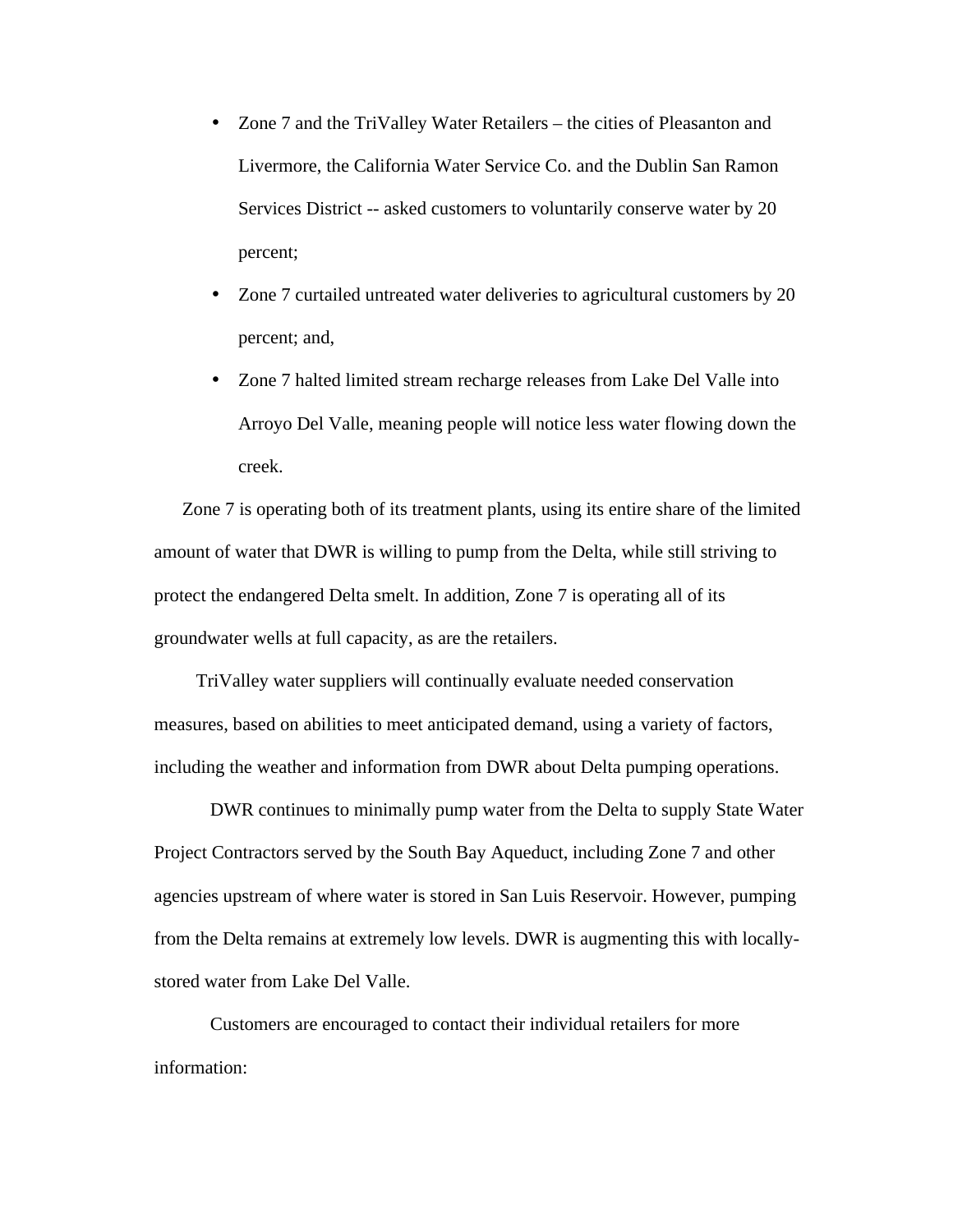- Zone 7 and the TriValley Water Retailers – the cities of Pleasanton and Livermore, the California Water Service Co. and the Dublin San Ramon Services District -- asked customers to voluntarily conserve water by 20 percent;
- Zone 7 curtailed untreated water deliveries to agricultural customers by 20 percent; and,
- Zone 7 halted limited stream recharge releases from Lake Del Valle into Arroyo Del Valle, meaning people will notice less water flowing down the creek.

Zone 7 is operating both of its treatment plants, using its entire share of the limited amount of water that DWR is willing to pump from the Delta, while still striving to protect the endangered Delta smelt. In addition, Zone 7 is operating all of its groundwater wells at full capacity, as are the retailers.

TriValley water suppliers will continually evaluate needed conservation measures, based on abilities to meet anticipated demand, using a variety of factors, including the weather and information from DWR about Delta pumping operations.

DWR continues to minimally pump water from the Delta to supply State Water Project Contractors served by the South Bay Aqueduct, including Zone 7 and other agencies upstream of where water is stored in San Luis Reservoir. However, pumping from the Delta remains at extremely low levels. DWR is augmenting this with locally-stored water from Lake Del Valle.

Customers are encouraged to contact their individual retailers for more information: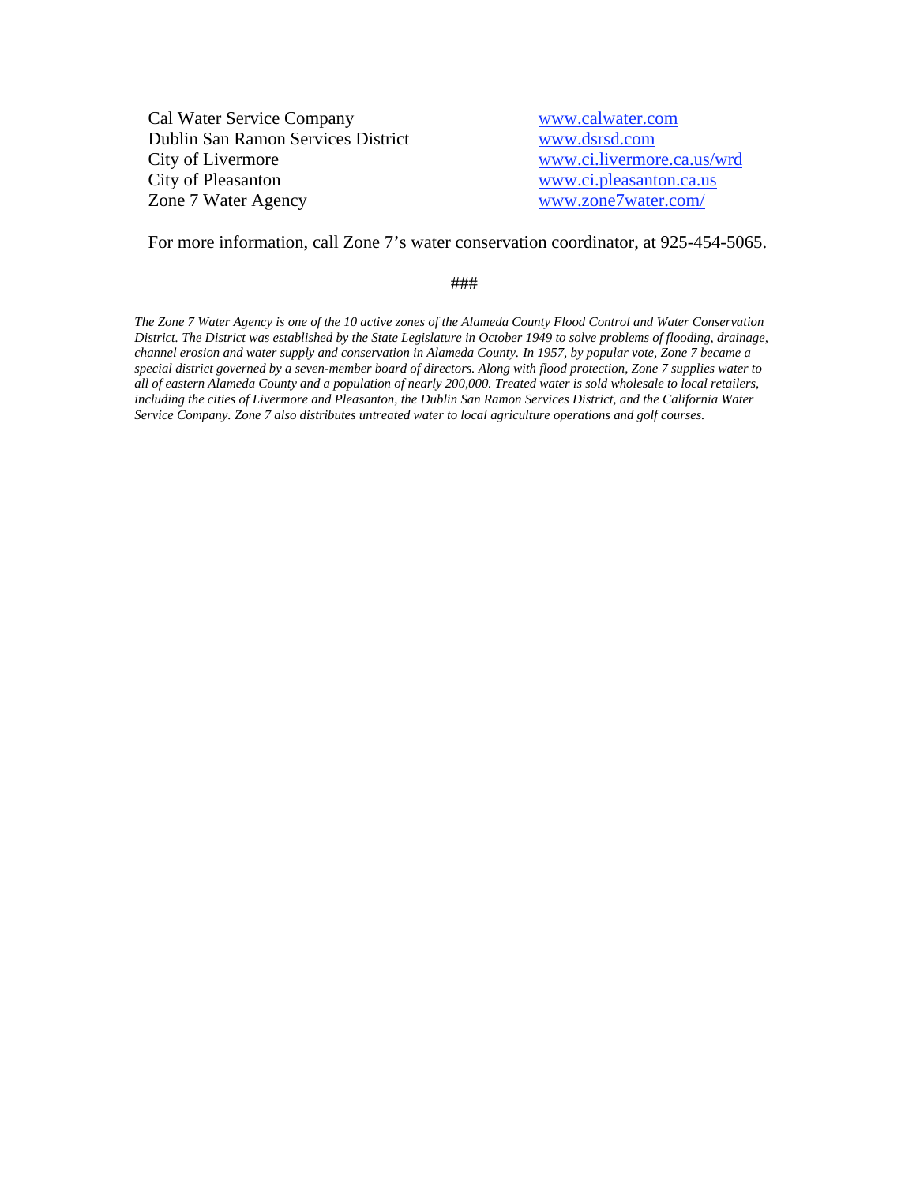| | |
|---|---|
| Cal Water Service Company | www.calwater.com |
| Dublin San Ramon Services District | www.dsrsd.com |
| City of Livermore | www.ci.livermore.ca.us/wrd |
| City of Pleasanton | www.ci.pleasanton.ca.us |
| Zone 7 Water Agency | www.zone7water.com/ |

For more information, call Zone 7's water conservation coordinator, at 925-454-5065.

###

*The Zone 7 Water Agency is one of the 10 active zones of the Alameda County Flood Control and Water Conservation District. The District was established by the State Legislature in October 1949 to solve problems of flooding, drainage, channel erosion and water supply and conservation in Alameda County. In 1957, by popular vote, Zone 7 became a special district governed by a seven-member board of directors. Along with flood protection, Zone 7 supplies water to all of eastern Alameda County and a population of nearly 200,000. Treated water is sold wholesale to local retailers, including the cities of Livermore and Pleasanton, the Dublin San Ramon Services District, and the California Water Service Company. Zone 7 also distributes untreated water to local agriculture operations and golf courses.*